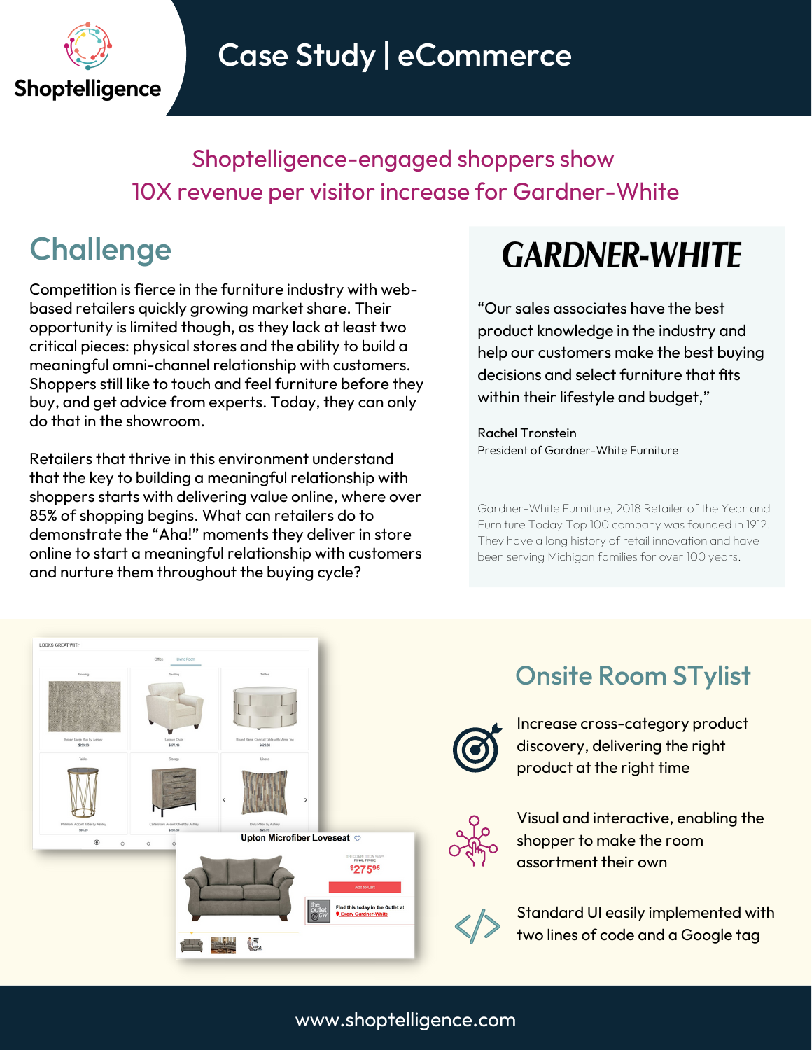# Case Study | eCommerce

## Shoptelligence-engaged shoppers show 10X revenue per visitor increase for Gardner-White

## Challenge

Competition is fierce in the furniture industry with web-based retailers quickly growing market share. Their opportunity is limited though, as they lack at least two critical pieces: physical stores and the ability to build a meaningful omni-channel relationship with customers. Shoppers still like to touch and feel furniture before they buy, and get advice from experts. Today, they can only do that in the showroom.

Retailers that thrive in this environment understand that the key to building a meaningful relationship with shoppers starts with delivering value online, where over 85% of shopping begins. What can retailers do to demonstrate the "Aha!" moments they deliver in store online to start a meaningful relationship with customers and nurture them throughout the buying cycle?

**GARDNER-WHITE**

"Our sales associates have the best product knowledge in the industry and help our customers make the best buying decisions and select furniture that fits within their lifestyle and budget,"

Rachel Tronstein
President of Gardner-White Furniture

Gardner-White Furniture, 2018 Retailer of the Year and Furniture Today Top 100 company was founded in 1912. They have a long history of retail innovation and have been serving Michigan families for over 100 years.

## Onsite Room STylist

- Increase cross-category product discovery, delivering the right product at the right time
- Visual and interactive, enabling the shopper to make the room assortment their own
- Standard UI easily implemented with two lines of code and a Google tag

www.shoptelligence.com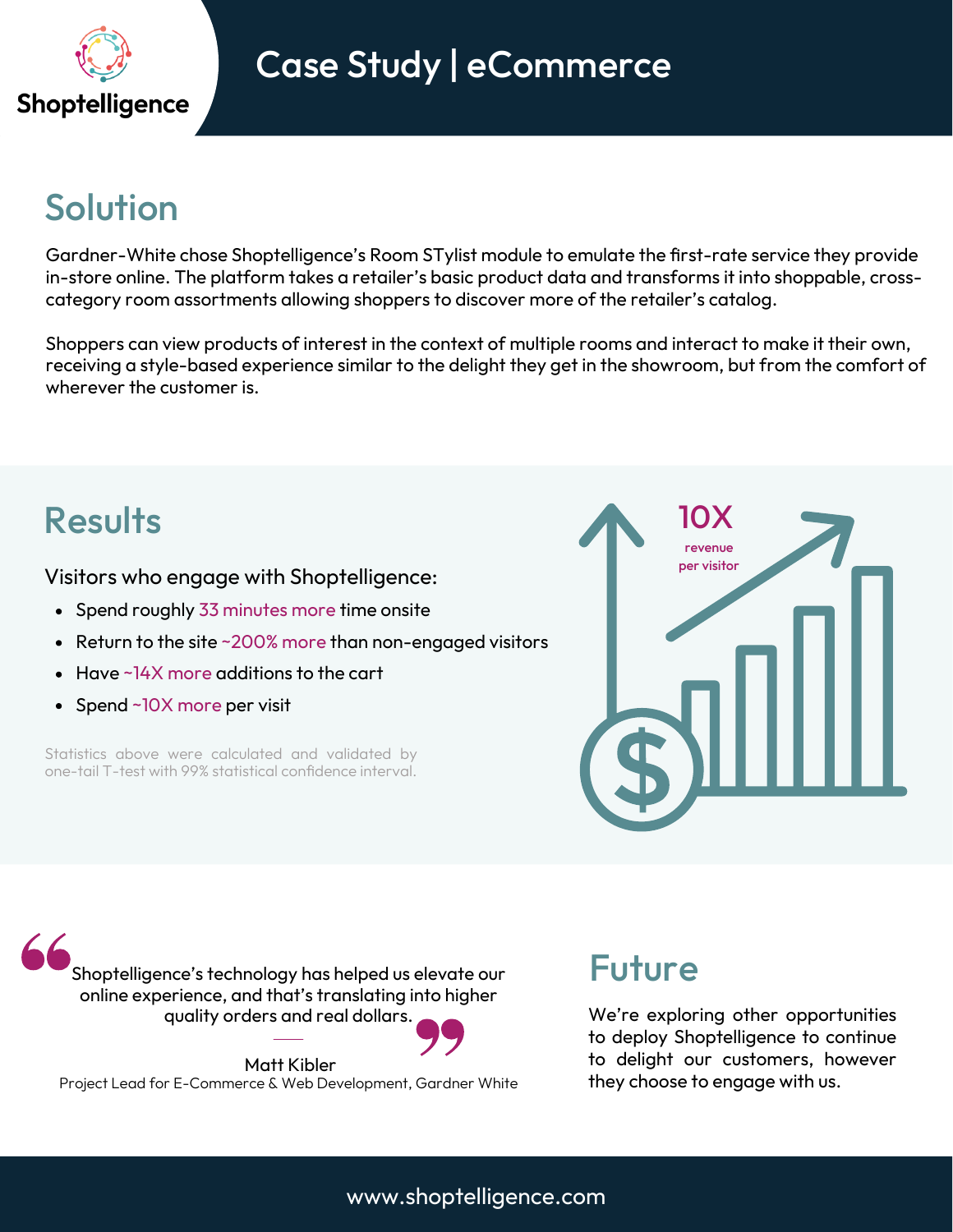Shoptelligence

# Case Study | eCommerce

## Solution

Gardner-White chose Shoptelligence's Room STylist module to emulate the first-rate service they provide in-store online. The platform takes a retailer's basic product data and transforms it into shoppable, cross-category room assortments allowing shoppers to discover more of the retailer's catalog.

Shoppers can view products of interest in the context of multiple rooms and interact to make it their own, receiving a style-based experience similar to the delight they get in the showroom, but from the comfort of wherever the customer is.

## Results

Visitors who engage with Shoptelligence:

- Spend roughly 33 minutes more time onsite
- Return to the site ~200% more than non-engaged visitors
- Have ~14X more additions to the cart
- Spend ~10X more per visit

Statistics above were calculated and validated by one-tail T-test with 99% statistical confidence interval.

10X
revenue
per visitor

> Shoptelligence's technology has helped us elevate our online experience, and that's translating into higher quality orders and real dollars.
>
> Matt Kibler
> Project Lead for E-Commerce & Web Development, Gardner White

## Future

We're exploring other opportunities to deploy Shoptelligence to continue to delight our customers, however they choose to engage with us.

www.shoptelligence.com